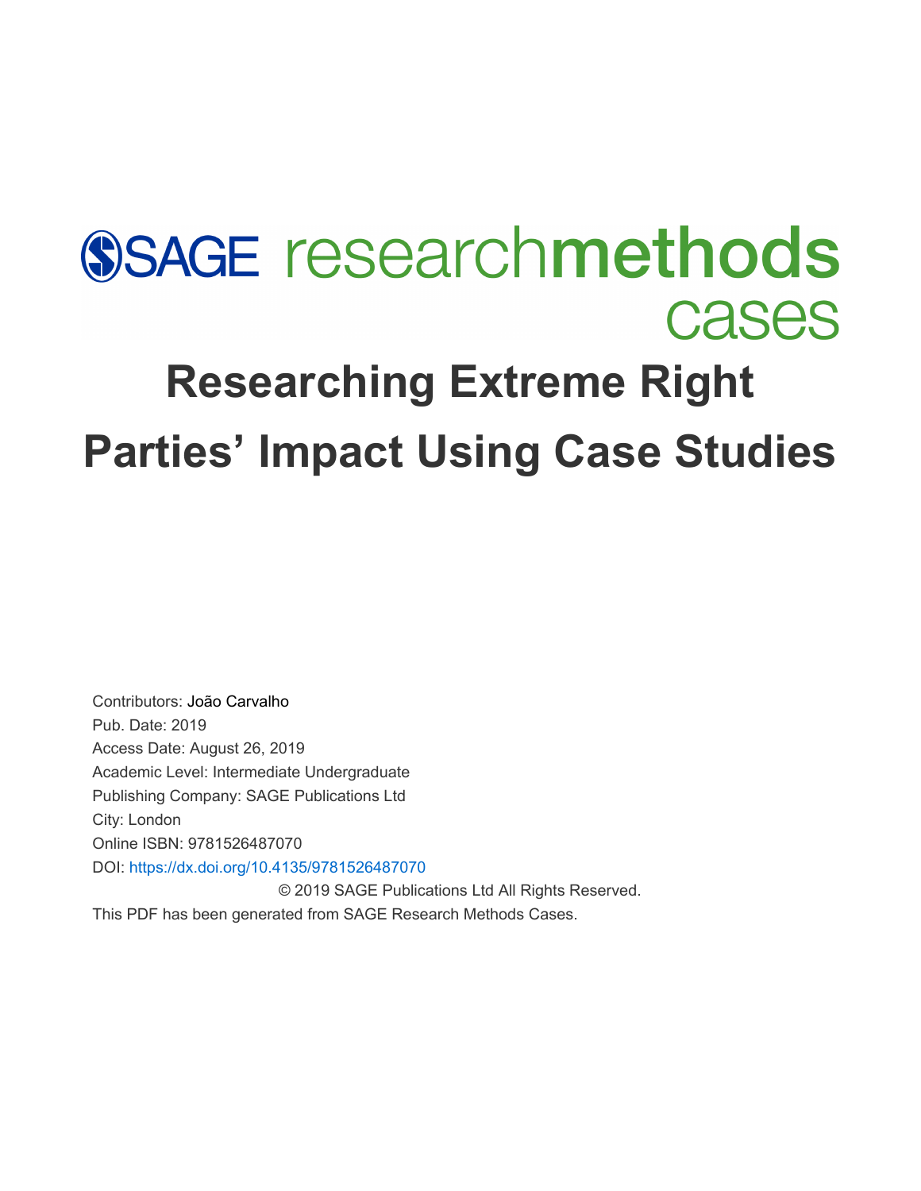SAGE researchmethods cases

# Researching Extreme Right Parties' Impact Using Case Studies

Contributors: João Carvalho
Pub. Date: 2019
Access Date: August 26, 2019
Academic Level: Intermediate Undergraduate
Publishing Company: SAGE Publications Ltd
City: London
Online ISBN: 9781526487070
DOI: https://dx.doi.org/10.4135/9781526487070

© 2019 SAGE Publications Ltd All Rights Reserved.

This PDF has been generated from SAGE Research Methods Cases.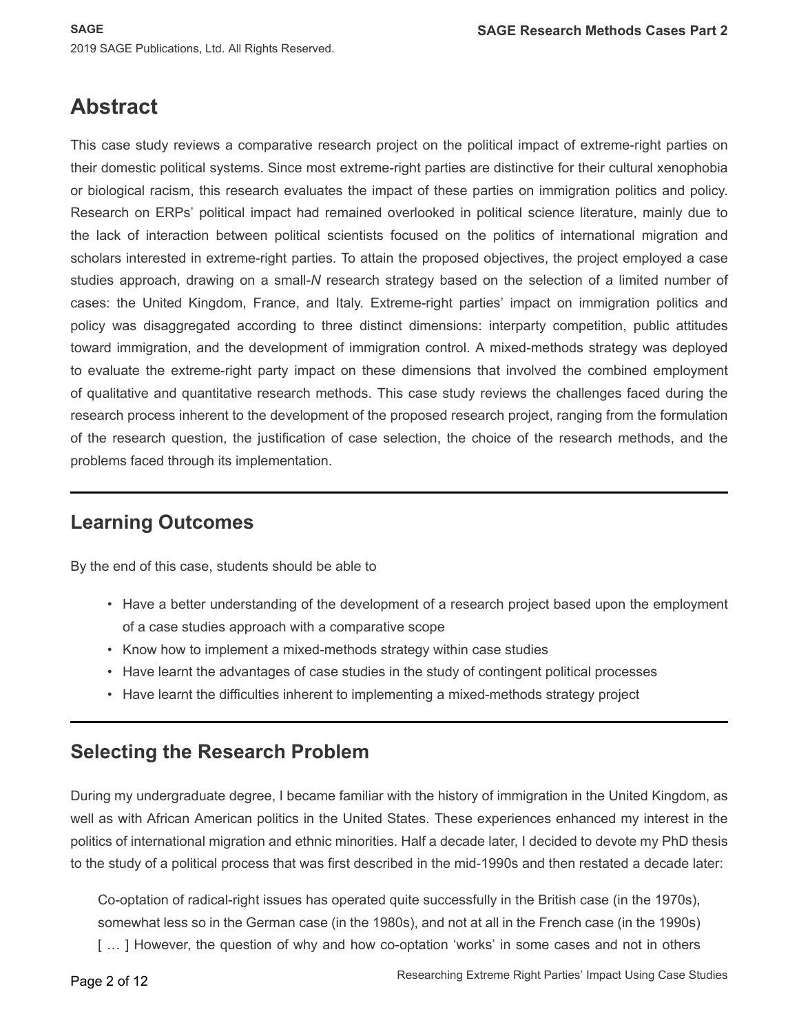## Abstract

This case study reviews a comparative research project on the political impact of extreme-right parties on their domestic political systems. Since most extreme-right parties are distinctive for their cultural xenophobia or biological racism, this research evaluates the impact of these parties on immigration politics and policy. Research on ERPs' political impact had remained overlooked in political science literature, mainly due to the lack of interaction between political scientists focused on the politics of international migration and scholars interested in extreme-right parties. To attain the proposed objectives, the project employed a case studies approach, drawing on a small-*N* research strategy based on the selection of a limited number of cases: the United Kingdom, France, and Italy. Extreme-right parties' impact on immigration politics and policy was disaggregated according to three distinct dimensions: interparty competition, public attitudes toward immigration, and the development of immigration control. A mixed-methods strategy was deployed to evaluate the extreme-right party impact on these dimensions that involved the combined employment of qualitative and quantitative research methods. This case study reviews the challenges faced during the research process inherent to the development of the proposed research project, ranging from the formulation of the research question, the justification of case selection, the choice of the research methods, and the problems faced through its implementation.

## Learning Outcomes

By the end of this case, students should be able to

- Have a better understanding of the development of a research project based upon the employment of a case studies approach with a comparative scope
- Know how to implement a mixed-methods strategy within case studies
- Have learnt the advantages of case studies in the study of contingent political processes
- Have learnt the difficulties inherent to implementing a mixed-methods strategy project

## Selecting the Research Problem

During my undergraduate degree, I became familiar with the history of immigration in the United Kingdom, as well as with African American politics in the United States. These experiences enhanced my interest in the politics of international migration and ethnic minorities. Half a decade later, I decided to devote my PhD thesis to the study of a political process that was first described in the mid-1990s and then restated a decade later:

> Co-optation of radical-right issues has operated quite successfully in the British case (in the 1970s), somewhat less so in the German case (in the 1980s), and not at all in the French case (in the 1990s) [ … ] However, the question of why and how co-optation 'works' in some cases and not in others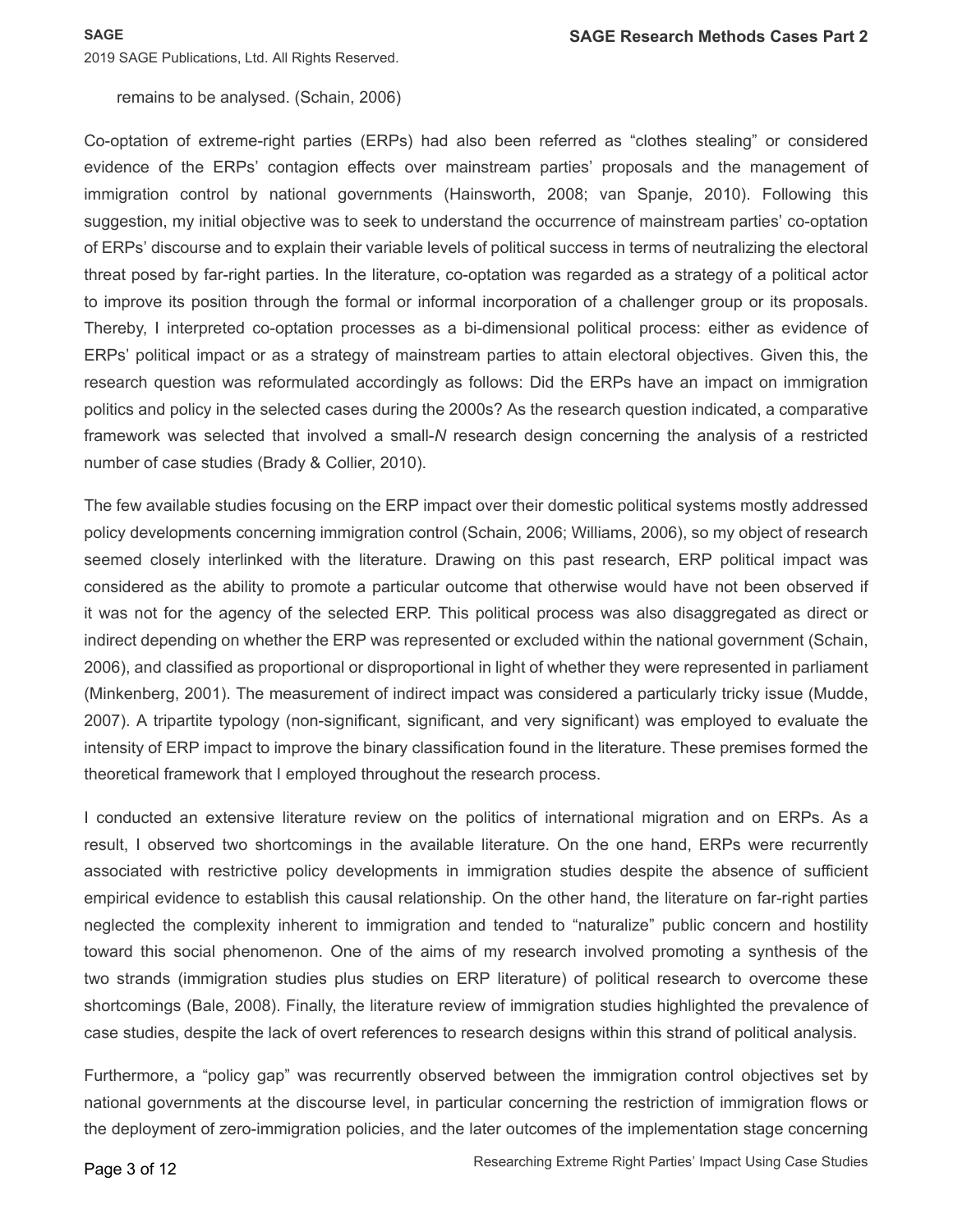remains to be analysed. (Schain, 2006)

Co-optation of extreme-right parties (ERPs) had also been referred as "clothes stealing" or considered evidence of the ERPs' contagion effects over mainstream parties' proposals and the management of immigration control by national governments (Hainsworth, 2008; van Spanje, 2010). Following this suggestion, my initial objective was to seek to understand the occurrence of mainstream parties' co-optation of ERPs' discourse and to explain their variable levels of political success in terms of neutralizing the electoral threat posed by far-right parties. In the literature, co-optation was regarded as a strategy of a political actor to improve its position through the formal or informal incorporation of a challenger group or its proposals. Thereby, I interpreted co-optation processes as a bi-dimensional political process: either as evidence of ERPs' political impact or as a strategy of mainstream parties to attain electoral objectives. Given this, the research question was reformulated accordingly as follows: Did the ERPs have an impact on immigration politics and policy in the selected cases during the 2000s? As the research question indicated, a comparative framework was selected that involved a small-*N* research design concerning the analysis of a restricted number of case studies (Brady & Collier, 2010).

The few available studies focusing on the ERP impact over their domestic political systems mostly addressed policy developments concerning immigration control (Schain, 2006; Williams, 2006), so my object of research seemed closely interlinked with the literature. Drawing on this past research, ERP political impact was considered as the ability to promote a particular outcome that otherwise would have not been observed if it was not for the agency of the selected ERP. This political process was also disaggregated as direct or indirect depending on whether the ERP was represented or excluded within the national government (Schain, 2006), and classified as proportional or disproportional in light of whether they were represented in parliament (Minkenberg, 2001). The measurement of indirect impact was considered a particularly tricky issue (Mudde, 2007). A tripartite typology (non-significant, significant, and very significant) was employed to evaluate the intensity of ERP impact to improve the binary classification found in the literature. These premises formed the theoretical framework that I employed throughout the research process.

I conducted an extensive literature review on the politics of international migration and on ERPs. As a result, I observed two shortcomings in the available literature. On the one hand, ERPs were recurrently associated with restrictive policy developments in immigration studies despite the absence of sufficient empirical evidence to establish this causal relationship. On the other hand, the literature on far-right parties neglected the complexity inherent to immigration and tended to "naturalize" public concern and hostility toward this social phenomenon. One of the aims of my research involved promoting a synthesis of the two strands (immigration studies plus studies on ERP literature) of political research to overcome these shortcomings (Bale, 2008). Finally, the literature review of immigration studies highlighted the prevalence of case studies, despite the lack of overt references to research designs within this strand of political analysis.

Furthermore, a "policy gap" was recurrently observed between the immigration control objectives set by national governments at the discourse level, in particular concerning the restriction of immigration flows or the deployment of zero-immigration policies, and the later outcomes of the implementation stage concerning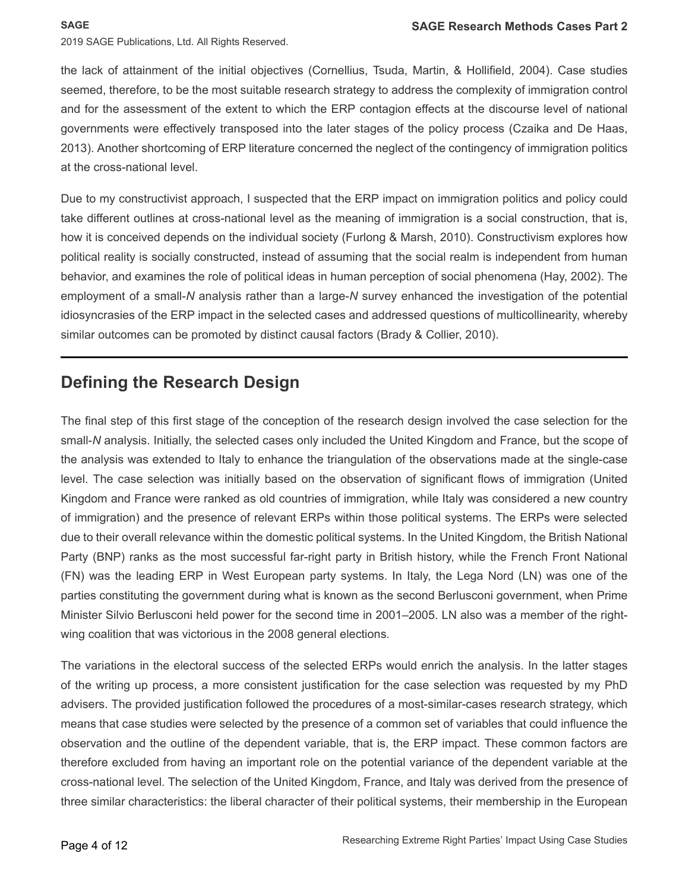the lack of attainment of the initial objectives (Cornellius, Tsuda, Martin, & Hollifield, 2004). Case studies seemed, therefore, to be the most suitable research strategy to address the complexity of immigration control and for the assessment of the extent to which the ERP contagion effects at the discourse level of national governments were effectively transposed into the later stages of the policy process (Czaika and De Haas, 2013). Another shortcoming of ERP literature concerned the neglect of the contingency of immigration politics at the cross-national level.

Due to my constructivist approach, I suspected that the ERP impact on immigration politics and policy could take different outlines at cross-national level as the meaning of immigration is a social construction, that is, how it is conceived depends on the individual society (Furlong & Marsh, 2010). Constructivism explores how political reality is socially constructed, instead of assuming that the social realm is independent from human behavior, and examines the role of political ideas in human perception of social phenomena (Hay, 2002). The employment of a small-*N* analysis rather than a large-*N* survey enhanced the investigation of the potential idiosyncrasies of the ERP impact in the selected cases and addressed questions of multicollinearity, whereby similar outcomes can be promoted by distinct causal factors (Brady & Collier, 2010).

## Defining the Research Design

The final step of this first stage of the conception of the research design involved the case selection for the small-*N* analysis. Initially, the selected cases only included the United Kingdom and France, but the scope of the analysis was extended to Italy to enhance the triangulation of the observations made at the single-case level. The case selection was initially based on the observation of significant flows of immigration (United Kingdom and France were ranked as old countries of immigration, while Italy was considered a new country of immigration) and the presence of relevant ERPs within those political systems. The ERPs were selected due to their overall relevance within the domestic political systems. In the United Kingdom, the British National Party (BNP) ranks as the most successful far-right party in British history, while the French Front National (FN) was the leading ERP in West European party systems. In Italy, the Lega Nord (LN) was one of the parties constituting the government during what is known as the second Berlusconi government, when Prime Minister Silvio Berlusconi held power for the second time in 2001–2005. LN also was a member of the right-wing coalition that was victorious in the 2008 general elections.

The variations in the electoral success of the selected ERPs would enrich the analysis. In the latter stages of the writing up process, a more consistent justification for the case selection was requested by my PhD advisers. The provided justification followed the procedures of a most-similar-cases research strategy, which means that case studies were selected by the presence of a common set of variables that could influence the observation and the outline of the dependent variable, that is, the ERP impact. These common factors are therefore excluded from having an important role on the potential variance of the dependent variable at the cross-national level. The selection of the United Kingdom, France, and Italy was derived from the presence of three similar characteristics: the liberal character of their political systems, their membership in the European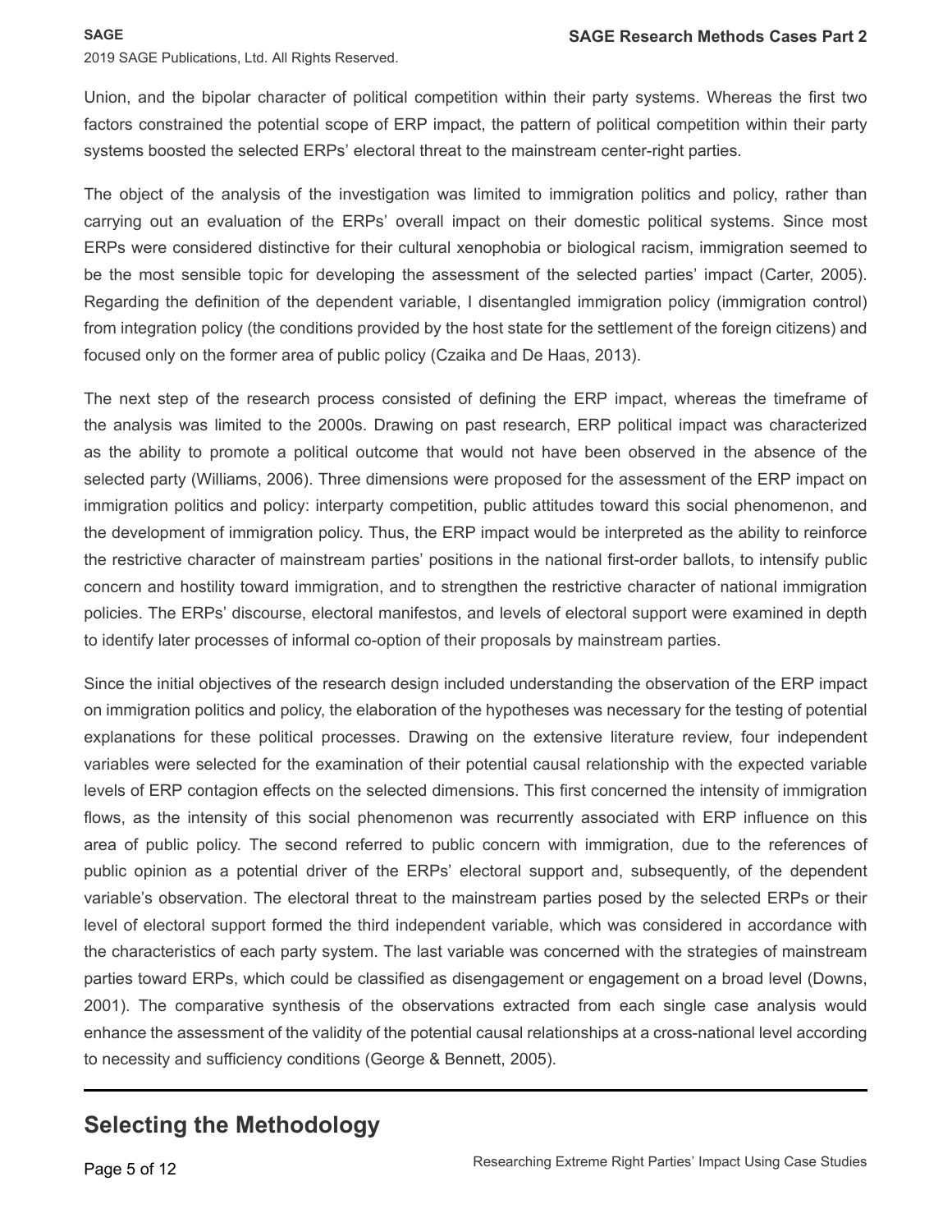Union, and the bipolar character of political competition within their party systems. Whereas the first two factors constrained the potential scope of ERP impact, the pattern of political competition within their party systems boosted the selected ERPs' electoral threat to the mainstream center-right parties.

The object of the analysis of the investigation was limited to immigration politics and policy, rather than carrying out an evaluation of the ERPs' overall impact on their domestic political systems. Since most ERPs were considered distinctive for their cultural xenophobia or biological racism, immigration seemed to be the most sensible topic for developing the assessment of the selected parties' impact (Carter, 2005). Regarding the definition of the dependent variable, I disentangled immigration policy (immigration control) from integration policy (the conditions provided by the host state for the settlement of the foreign citizens) and focused only on the former area of public policy (Czaika and De Haas, 2013).

The next step of the research process consisted of defining the ERP impact, whereas the timeframe of the analysis was limited to the 2000s. Drawing on past research, ERP political impact was characterized as the ability to promote a political outcome that would not have been observed in the absence of the selected party (Williams, 2006). Three dimensions were proposed for the assessment of the ERP impact on immigration politics and policy: interparty competition, public attitudes toward this social phenomenon, and the development of immigration policy. Thus, the ERP impact would be interpreted as the ability to reinforce the restrictive character of mainstream parties' positions in the national first-order ballots, to intensify public concern and hostility toward immigration, and to strengthen the restrictive character of national immigration policies. The ERPs' discourse, electoral manifestos, and levels of electoral support were examined in depth to identify later processes of informal co-option of their proposals by mainstream parties.

Since the initial objectives of the research design included understanding the observation of the ERP impact on immigration politics and policy, the elaboration of the hypotheses was necessary for the testing of potential explanations for these political processes. Drawing on the extensive literature review, four independent variables were selected for the examination of their potential causal relationship with the expected variable levels of ERP contagion effects on the selected dimensions. This first concerned the intensity of immigration flows, as the intensity of this social phenomenon was recurrently associated with ERP influence on this area of public policy. The second referred to public concern with immigration, due to the references of public opinion as a potential driver of the ERPs' electoral support and, subsequently, of the dependent variable's observation. The electoral threat to the mainstream parties posed by the selected ERPs or their level of electoral support formed the third independent variable, which was considered in accordance with the characteristics of each party system. The last variable was concerned with the strategies of mainstream parties toward ERPs, which could be classified as disengagement or engagement on a broad level (Downs, 2001). The comparative synthesis of the observations extracted from each single case analysis would enhance the assessment of the validity of the potential causal relationships at a cross-national level according to necessity and sufficiency conditions (George & Bennett, 2005).

## Selecting the Methodology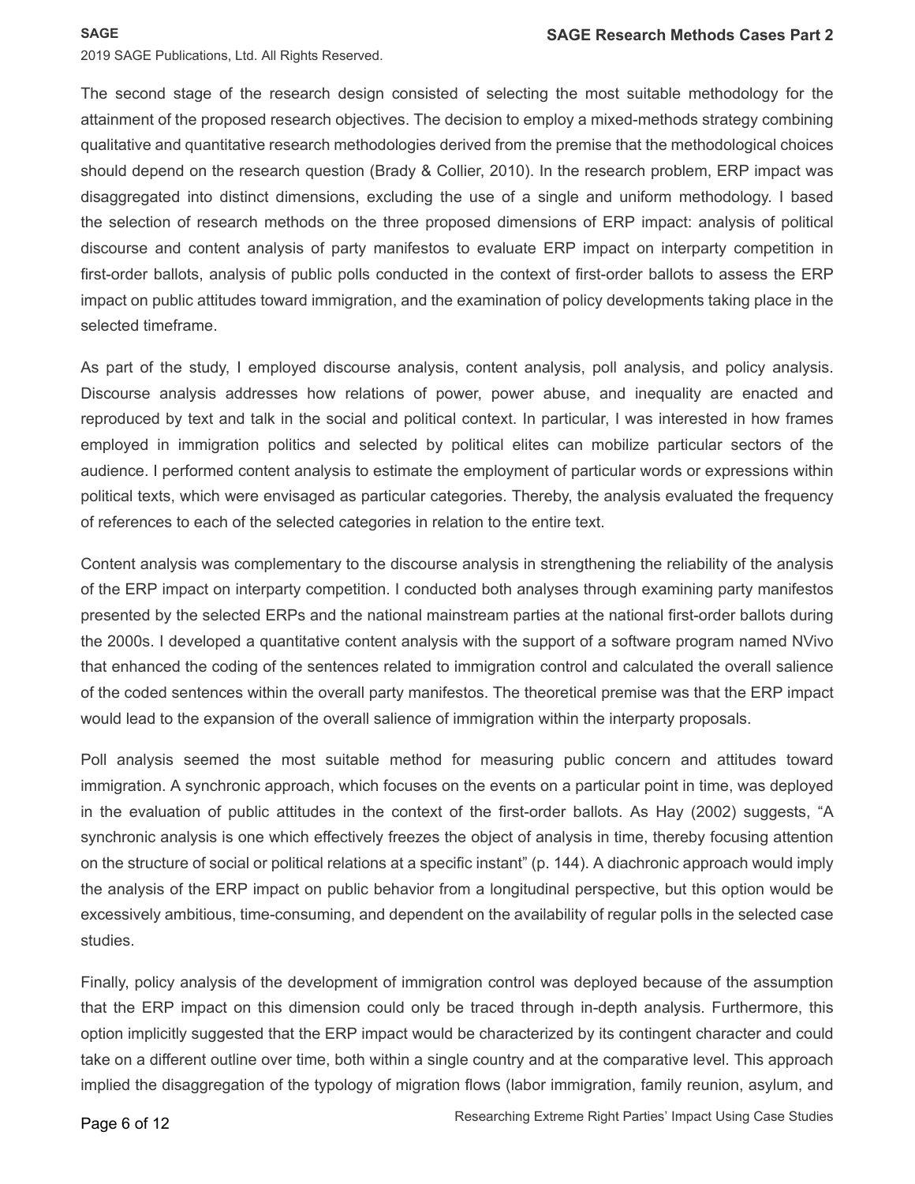The second stage of the research design consisted of selecting the most suitable methodology for the attainment of the proposed research objectives. The decision to employ a mixed-methods strategy combining qualitative and quantitative research methodologies derived from the premise that the methodological choices should depend on the research question (Brady & Collier, 2010). In the research problem, ERP impact was disaggregated into distinct dimensions, excluding the use of a single and uniform methodology. I based the selection of research methods on the three proposed dimensions of ERP impact: analysis of political discourse and content analysis of party manifestos to evaluate ERP impact on interparty competition in first-order ballots, analysis of public polls conducted in the context of first-order ballots to assess the ERP impact on public attitudes toward immigration, and the examination of policy developments taking place in the selected timeframe.

As part of the study, I employed discourse analysis, content analysis, poll analysis, and policy analysis. Discourse analysis addresses how relations of power, power abuse, and inequality are enacted and reproduced by text and talk in the social and political context. In particular, I was interested in how frames employed in immigration politics and selected by political elites can mobilize particular sectors of the audience. I performed content analysis to estimate the employment of particular words or expressions within political texts, which were envisaged as particular categories. Thereby, the analysis evaluated the frequency of references to each of the selected categories in relation to the entire text.

Content analysis was complementary to the discourse analysis in strengthening the reliability of the analysis of the ERP impact on interparty competition. I conducted both analyses through examining party manifestos presented by the selected ERPs and the national mainstream parties at the national first-order ballots during the 2000s. I developed a quantitative content analysis with the support of a software program named NVivo that enhanced the coding of the sentences related to immigration control and calculated the overall salience of the coded sentences within the overall party manifestos. The theoretical premise was that the ERP impact would lead to the expansion of the overall salience of immigration within the interparty proposals.

Poll analysis seemed the most suitable method for measuring public concern and attitudes toward immigration. A synchronic approach, which focuses on the events on a particular point in time, was deployed in the evaluation of public attitudes in the context of the first-order ballots. As Hay (2002) suggests, "A synchronic analysis is one which effectively freezes the object of analysis in time, thereby focusing attention on the structure of social or political relations at a specific instant" (p. 144). A diachronic approach would imply the analysis of the ERP impact on public behavior from a longitudinal perspective, but this option would be excessively ambitious, time-consuming, and dependent on the availability of regular polls in the selected case studies.

Finally, policy analysis of the development of immigration control was deployed because of the assumption that the ERP impact on this dimension could only be traced through in-depth analysis. Furthermore, this option implicitly suggested that the ERP impact would be characterized by its contingent character and could take on a different outline over time, both within a single country and at the comparative level. This approach implied the disaggregation of the typology of migration flows (labor immigration, family reunion, asylum, and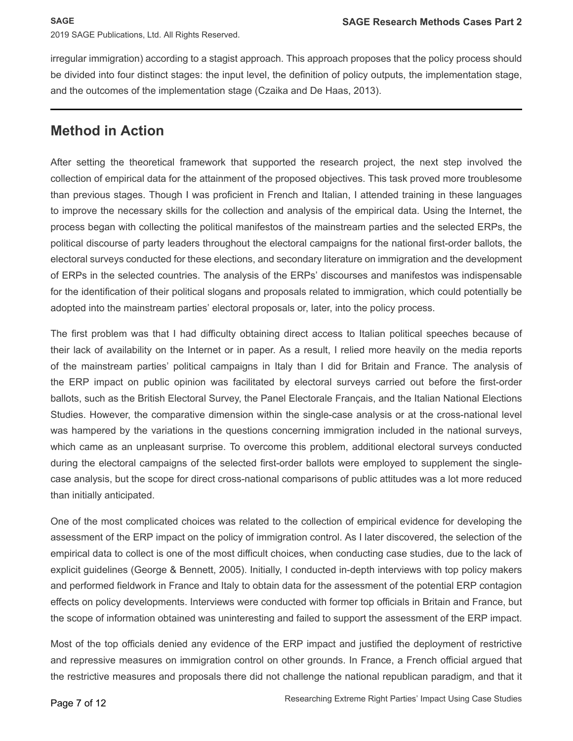irregular immigration) according to a stagist approach. This approach proposes that the policy process should be divided into four distinct stages: the input level, the definition of policy outputs, the implementation stage, and the outcomes of the implementation stage (Czaika and De Haas, 2013).

## Method in Action

After setting the theoretical framework that supported the research project, the next step involved the collection of empirical data for the attainment of the proposed objectives. This task proved more troublesome than previous stages. Though I was proficient in French and Italian, I attended training in these languages to improve the necessary skills for the collection and analysis of the empirical data. Using the Internet, the process began with collecting the political manifestos of the mainstream parties and the selected ERPs, the political discourse of party leaders throughout the electoral campaigns for the national first-order ballots, the electoral surveys conducted for these elections, and secondary literature on immigration and the development of ERPs in the selected countries. The analysis of the ERPs' discourses and manifestos was indispensable for the identification of their political slogans and proposals related to immigration, which could potentially be adopted into the mainstream parties' electoral proposals or, later, into the policy process.

The first problem was that I had difficulty obtaining direct access to Italian political speeches because of their lack of availability on the Internet or in paper. As a result, I relied more heavily on the media reports of the mainstream parties' political campaigns in Italy than I did for Britain and France. The analysis of the ERP impact on public opinion was facilitated by electoral surveys carried out before the first-order ballots, such as the British Electoral Survey, the Panel Electorale Français, and the Italian National Elections Studies. However, the comparative dimension within the single-case analysis or at the cross-national level was hampered by the variations in the questions concerning immigration included in the national surveys, which came as an unpleasant surprise. To overcome this problem, additional electoral surveys conducted during the electoral campaigns of the selected first-order ballots were employed to supplement the single-case analysis, but the scope for direct cross-national comparisons of public attitudes was a lot more reduced than initially anticipated.

One of the most complicated choices was related to the collection of empirical evidence for developing the assessment of the ERP impact on the policy of immigration control. As I later discovered, the selection of the empirical data to collect is one of the most difficult choices, when conducting case studies, due to the lack of explicit guidelines (George & Bennett, 2005). Initially, I conducted in-depth interviews with top policy makers and performed fieldwork in France and Italy to obtain data for the assessment of the potential ERP contagion effects on policy developments. Interviews were conducted with former top officials in Britain and France, but the scope of information obtained was uninteresting and failed to support the assessment of the ERP impact.

Most of the top officials denied any evidence of the ERP impact and justified the deployment of restrictive and repressive measures on immigration control on other grounds. In France, a French official argued that the restrictive measures and proposals there did not challenge the national republican paradigm, and that it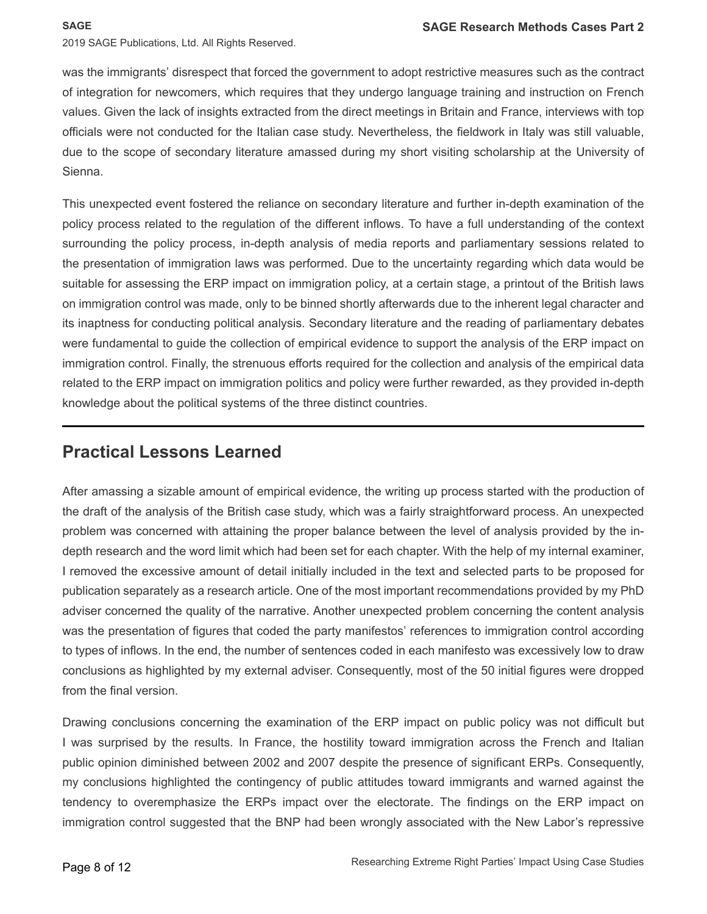was the immigrants' disrespect that forced the government to adopt restrictive measures such as the contract of integration for newcomers, which requires that they undergo language training and instruction on French values. Given the lack of insights extracted from the direct meetings in Britain and France, interviews with top officials were not conducted for the Italian case study. Nevertheless, the fieldwork in Italy was still valuable, due to the scope of secondary literature amassed during my short visiting scholarship at the University of Sienna.

This unexpected event fostered the reliance on secondary literature and further in-depth examination of the policy process related to the regulation of the different inflows. To have a full understanding of the context surrounding the policy process, in-depth analysis of media reports and parliamentary sessions related to the presentation of immigration laws was performed. Due to the uncertainty regarding which data would be suitable for assessing the ERP impact on immigration policy, at a certain stage, a printout of the British laws on immigration control was made, only to be binned shortly afterwards due to the inherent legal character and its inaptness for conducting political analysis. Secondary literature and the reading of parliamentary debates were fundamental to guide the collection of empirical evidence to support the analysis of the ERP impact on immigration control. Finally, the strenuous efforts required for the collection and analysis of the empirical data related to the ERP impact on immigration politics and policy were further rewarded, as they provided in-depth knowledge about the political systems of the three distinct countries.

## Practical Lessons Learned

After amassing a sizable amount of empirical evidence, the writing up process started with the production of the draft of the analysis of the British case study, which was a fairly straightforward process. An unexpected problem was concerned with attaining the proper balance between the level of analysis provided by the in-depth research and the word limit which had been set for each chapter. With the help of my internal examiner, I removed the excessive amount of detail initially included in the text and selected parts to be proposed for publication separately as a research article. One of the most important recommendations provided by my PhD adviser concerned the quality of the narrative. Another unexpected problem concerning the content analysis was the presentation of figures that coded the party manifestos' references to immigration control according to types of inflows. In the end, the number of sentences coded in each manifesto was excessively low to draw conclusions as highlighted by my external adviser. Consequently, most of the 50 initial figures were dropped from the final version.

Drawing conclusions concerning the examination of the ERP impact on public policy was not difficult but I was surprised by the results. In France, the hostility toward immigration across the French and Italian public opinion diminished between 2002 and 2007 despite the presence of significant ERPs. Consequently, my conclusions highlighted the contingency of public attitudes toward immigrants and warned against the tendency to overemphasize the ERPs impact over the electorate. The findings on the ERP impact on immigration control suggested that the BNP had been wrongly associated with the New Labor's repressive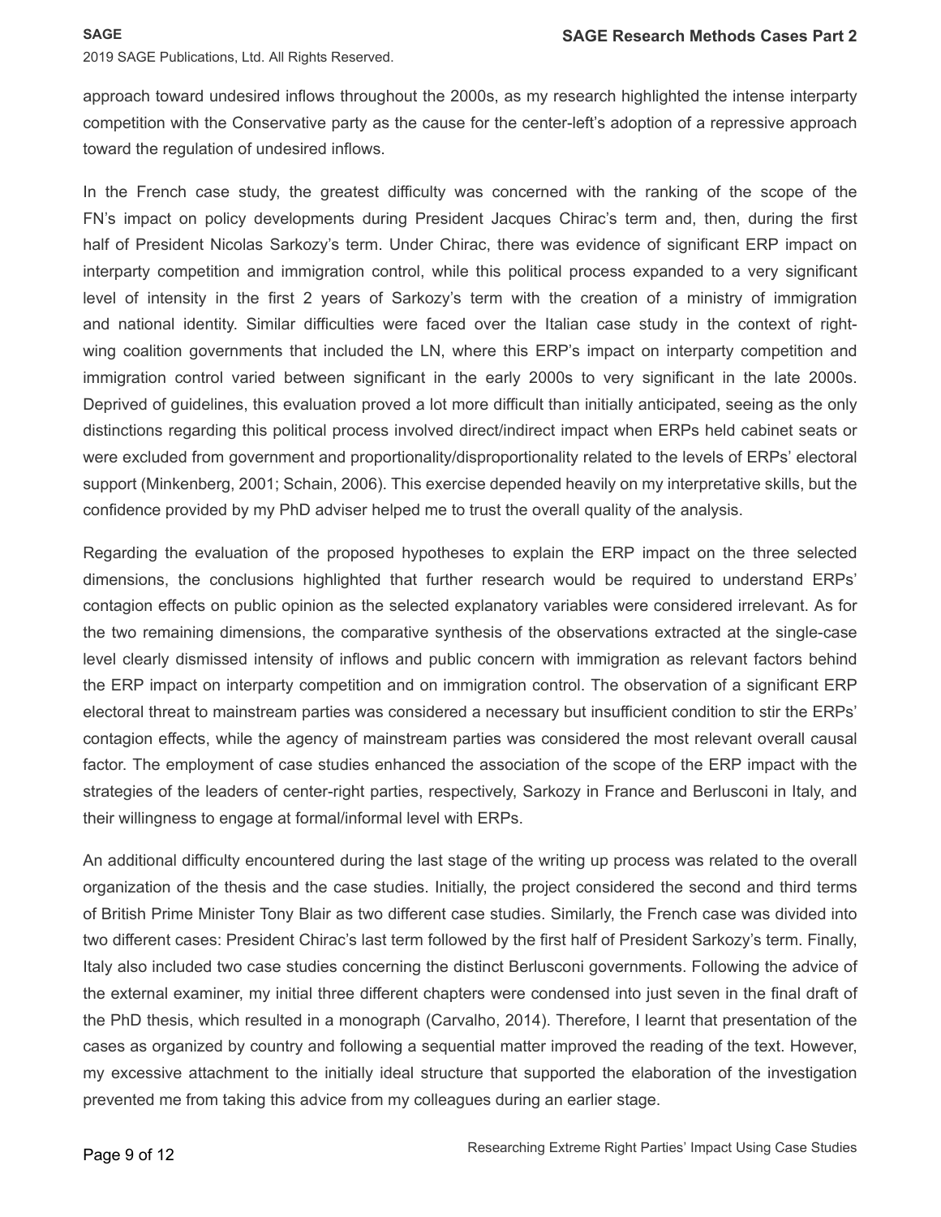approach toward undesired inflows throughout the 2000s, as my research highlighted the intense interparty competition with the Conservative party as the cause for the center-left's adoption of a repressive approach toward the regulation of undesired inflows.

In the French case study, the greatest difficulty was concerned with the ranking of the scope of the FN's impact on policy developments during President Jacques Chirac's term and, then, during the first half of President Nicolas Sarkozy's term. Under Chirac, there was evidence of significant ERP impact on interparty competition and immigration control, while this political process expanded to a very significant level of intensity in the first 2 years of Sarkozy's term with the creation of a ministry of immigration and national identity. Similar difficulties were faced over the Italian case study in the context of right-wing coalition governments that included the LN, where this ERP's impact on interparty competition and immigration control varied between significant in the early 2000s to very significant in the late 2000s. Deprived of guidelines, this evaluation proved a lot more difficult than initially anticipated, seeing as the only distinctions regarding this political process involved direct/indirect impact when ERPs held cabinet seats or were excluded from government and proportionality/disproportionality related to the levels of ERPs' electoral support (Minkenberg, 2001; Schain, 2006). This exercise depended heavily on my interpretative skills, but the confidence provided by my PhD adviser helped me to trust the overall quality of the analysis.

Regarding the evaluation of the proposed hypotheses to explain the ERP impact on the three selected dimensions, the conclusions highlighted that further research would be required to understand ERPs' contagion effects on public opinion as the selected explanatory variables were considered irrelevant. As for the two remaining dimensions, the comparative synthesis of the observations extracted at the single-case level clearly dismissed intensity of inflows and public concern with immigration as relevant factors behind the ERP impact on interparty competition and on immigration control. The observation of a significant ERP electoral threat to mainstream parties was considered a necessary but insufficient condition to stir the ERPs' contagion effects, while the agency of mainstream parties was considered the most relevant overall causal factor. The employment of case studies enhanced the association of the scope of the ERP impact with the strategies of the leaders of center-right parties, respectively, Sarkozy in France and Berlusconi in Italy, and their willingness to engage at formal/informal level with ERPs.

An additional difficulty encountered during the last stage of the writing up process was related to the overall organization of the thesis and the case studies. Initially, the project considered the second and third terms of British Prime Minister Tony Blair as two different case studies. Similarly, the French case was divided into two different cases: President Chirac's last term followed by the first half of President Sarkozy's term. Finally, Italy also included two case studies concerning the distinct Berlusconi governments. Following the advice of the external examiner, my initial three different chapters were condensed into just seven in the final draft of the PhD thesis, which resulted in a monograph (Carvalho, 2014). Therefore, I learnt that presentation of the cases as organized by country and following a sequential matter improved the reading of the text. However, my excessive attachment to the initially ideal structure that supported the elaboration of the investigation prevented me from taking this advice from my colleagues during an earlier stage.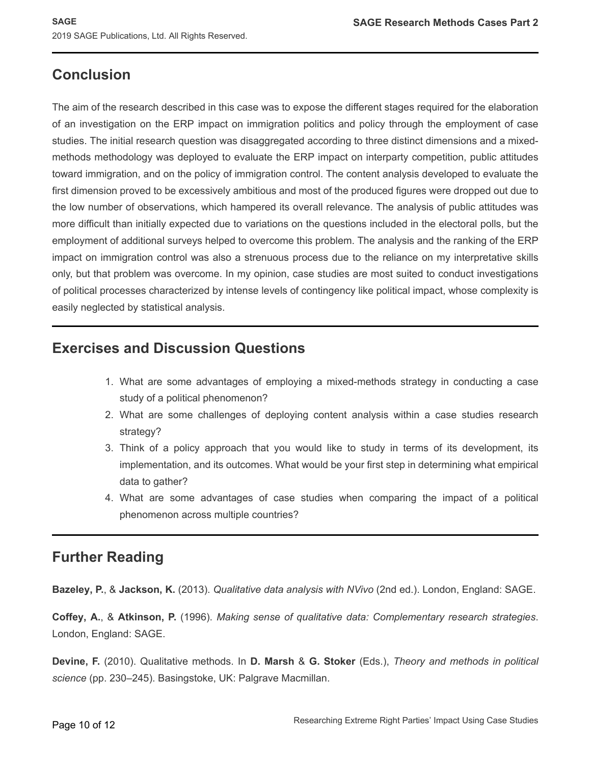## Conclusion

The aim of the research described in this case was to expose the different stages required for the elaboration of an investigation on the ERP impact on immigration politics and policy through the employment of case studies. The initial research question was disaggregated according to three distinct dimensions and a mixed-methods methodology was deployed to evaluate the ERP impact on interparty competition, public attitudes toward immigration, and on the policy of immigration control. The content analysis developed to evaluate the first dimension proved to be excessively ambitious and most of the produced figures were dropped out due to the low number of observations, which hampered its overall relevance. The analysis of public attitudes was more difficult than initially expected due to variations on the questions included in the electoral polls, but the employment of additional surveys helped to overcome this problem. The analysis and the ranking of the ERP impact on immigration control was also a strenuous process due to the reliance on my interpretative skills only, but that problem was overcome. In my opinion, case studies are most suited to conduct investigations of political processes characterized by intense levels of contingency like political impact, whose complexity is easily neglected by statistical analysis.

## Exercises and Discussion Questions

1. What are some advantages of employing a mixed-methods strategy in conducting a case study of a political phenomenon?
2. What are some challenges of deploying content analysis within a case studies research strategy?
3. Think of a policy approach that you would like to study in terms of its development, its implementation, and its outcomes. What would be your first step in determining what empirical data to gather?
4. What are some advantages of case studies when comparing the impact of a political phenomenon across multiple countries?

## Further Reading

**Bazeley, P.**, & **Jackson, K.** (2013). *Qualitative data analysis with NVivo* (2nd ed.). London, England: SAGE.

**Coffey, A.**, & **Atkinson, P.** (1996). *Making sense of qualitative data: Complementary research strategies*. London, England: SAGE.

**Devine, F.** (2010). Qualitative methods. In **D. Marsh** & **G. Stoker** (Eds.), *Theory and methods in political science* (pp. 230–245). Basingstoke, UK: Palgrave Macmillan.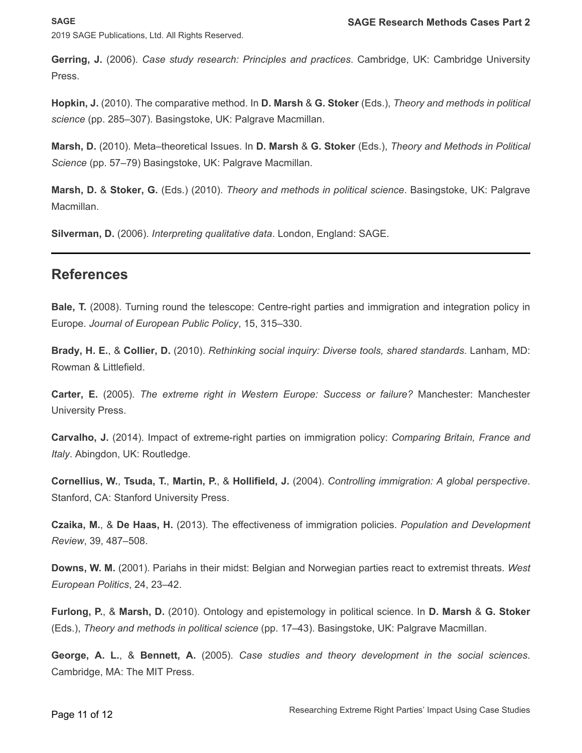**Gerring, J.** (2006). *Case study research: Principles and practices*. Cambridge, UK: Cambridge University Press.

**Hopkin, J.** (2010). The comparative method. In **D. Marsh** & **G. Stoker** (Eds.), *Theory and methods in political science* (pp. 285–307). Basingstoke, UK: Palgrave Macmillan.

**Marsh, D.** (2010). Meta–theoretical Issues. In **D. Marsh** & **G. Stoker** (Eds.), *Theory and Methods in Political Science* (pp. 57–79) Basingstoke, UK: Palgrave Macmillan.

**Marsh, D.** & **Stoker, G.** (Eds.) (2010). *Theory and methods in political science*. Basingstoke, UK: Palgrave Macmillan.

**Silverman, D.** (2006). *Interpreting qualitative data*. London, England: SAGE.

---

## References

**Bale, T.** (2008). Turning round the telescope: Centre-right parties and immigration and integration policy in Europe. *Journal of European Public Policy*, 15, 315–330.

**Brady, H. E.**, & **Collier, D.** (2010). *Rethinking social inquiry: Diverse tools, shared standards*. Lanham, MD: Rowman & Littlefield.

**Carter, E.** (2005). *The extreme right in Western Europe: Success or failure?* Manchester: Manchester University Press.

**Carvalho, J.** (2014). Impact of extreme-right parties on immigration policy: *Comparing Britain, France and Italy*. Abingdon, UK: Routledge.

**Cornellius, W.**, **Tsuda, T.**, **Martin, P.**, & **Hollifield, J.** (2004). *Controlling immigration: A global perspective*. Stanford, CA: Stanford University Press.

**Czaika, M.**, & **De Haas, H.** (2013). The effectiveness of immigration policies. *Population and Development Review*, 39, 487–508.

**Downs, W. M.** (2001). Pariahs in their midst: Belgian and Norwegian parties react to extremist threats. *West European Politics*, 24, 23–42.

**Furlong, P.**, & **Marsh, D.** (2010). Ontology and epistemology in political science. In **D. Marsh** & **G. Stoker** (Eds.), *Theory and methods in political science* (pp. 17–43). Basingstoke, UK: Palgrave Macmillan.

**George, A. L.**, & **Bennett, A.** (2005). *Case studies and theory development in the social sciences*. Cambridge, MA: The MIT Press.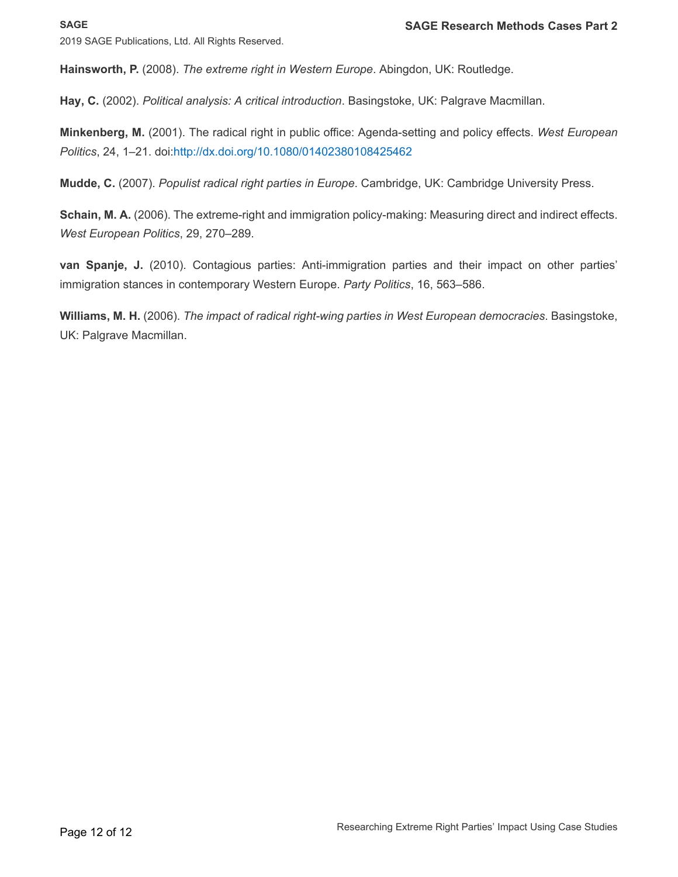**Hainsworth, P.** (2008). *The extreme right in Western Europe*. Abingdon, UK: Routledge.

**Hay, C.** (2002). *Political analysis: A critical introduction*. Basingstoke, UK: Palgrave Macmillan.

**Minkenberg, M.** (2001). The radical right in public office: Agenda-setting and policy effects. *West European Politics*, 24, 1–21. doi:http://dx.doi.org/10.1080/01402380108425462

**Mudde, C.** (2007). *Populist radical right parties in Europe*. Cambridge, UK: Cambridge University Press.

**Schain, M. A.** (2006). The extreme-right and immigration policy-making: Measuring direct and indirect effects. *West European Politics*, 29, 270–289.

**van Spanje, J.** (2010). Contagious parties: Anti-immigration parties and their impact on other parties' immigration stances in contemporary Western Europe. *Party Politics*, 16, 563–586.

**Williams, M. H.** (2006). *The impact of radical right-wing parties in West European democracies*. Basingstoke, UK: Palgrave Macmillan.